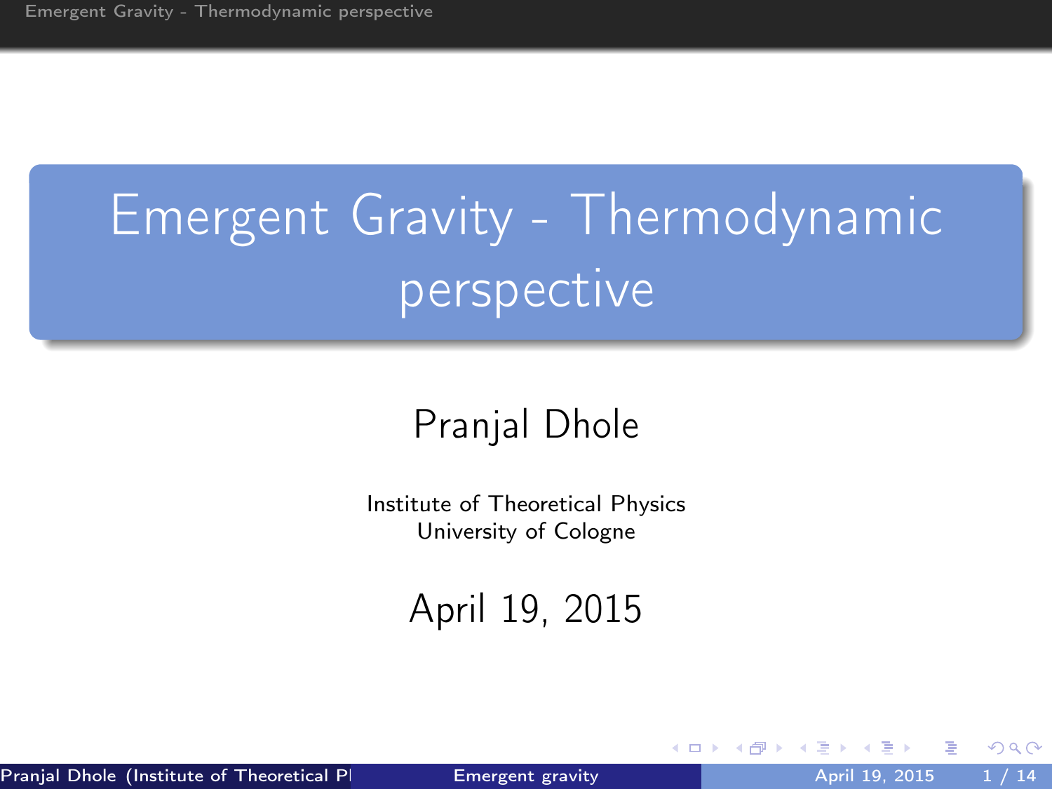# Emergent Gravity - Thermodynamic perspective

Pranjal Dhole

Institute of Theoretical Physics
University of Cologne

April 19, 2015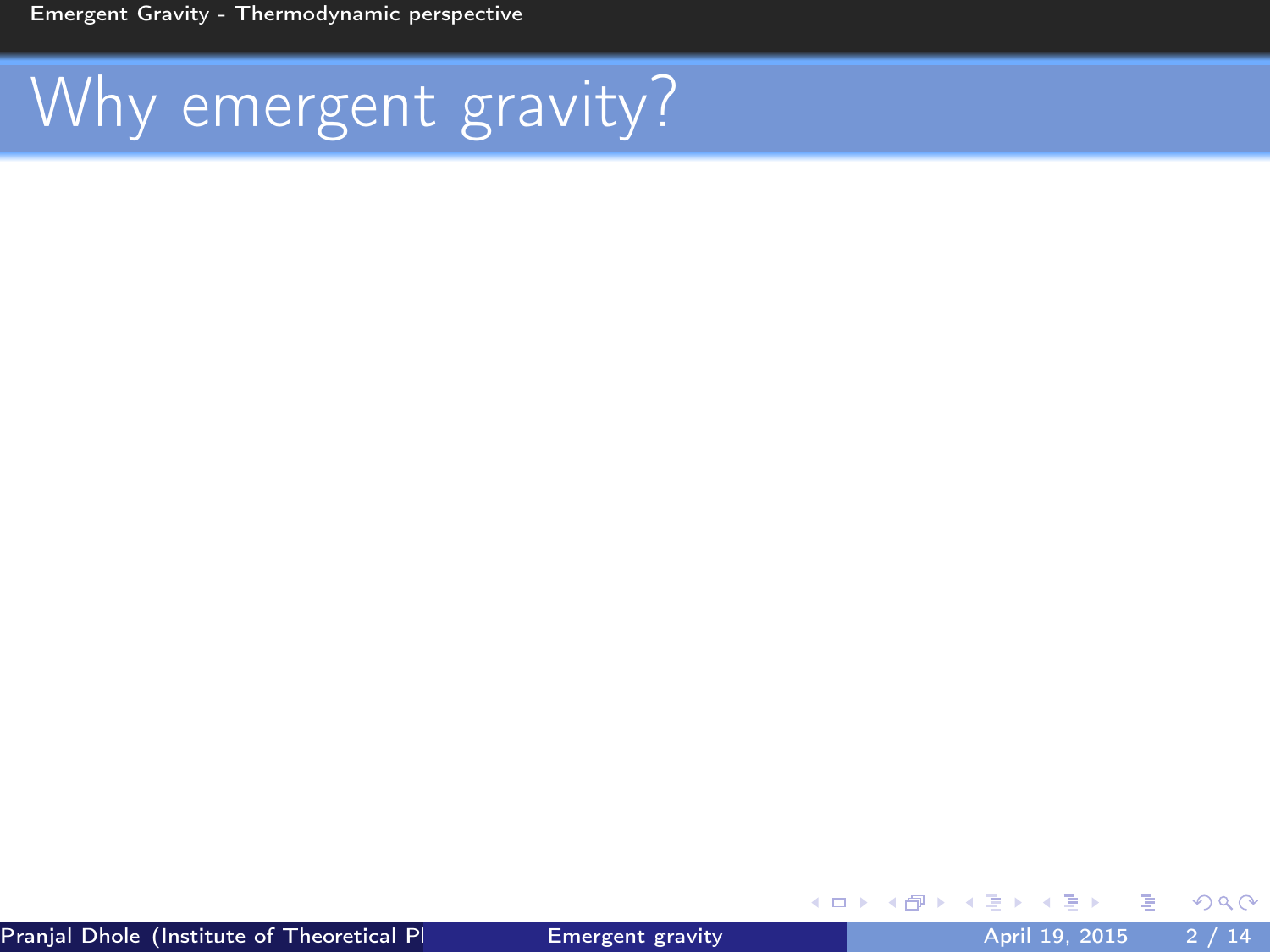# Why emergent gravity?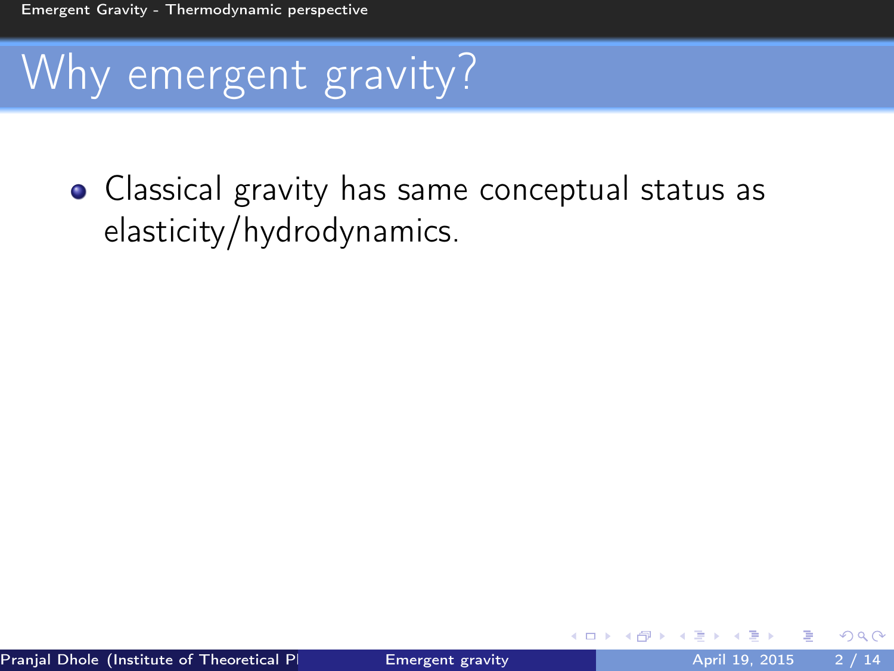# Why emergent gravity?

- Classical gravity has same conceptual status as elasticity/hydrodynamics.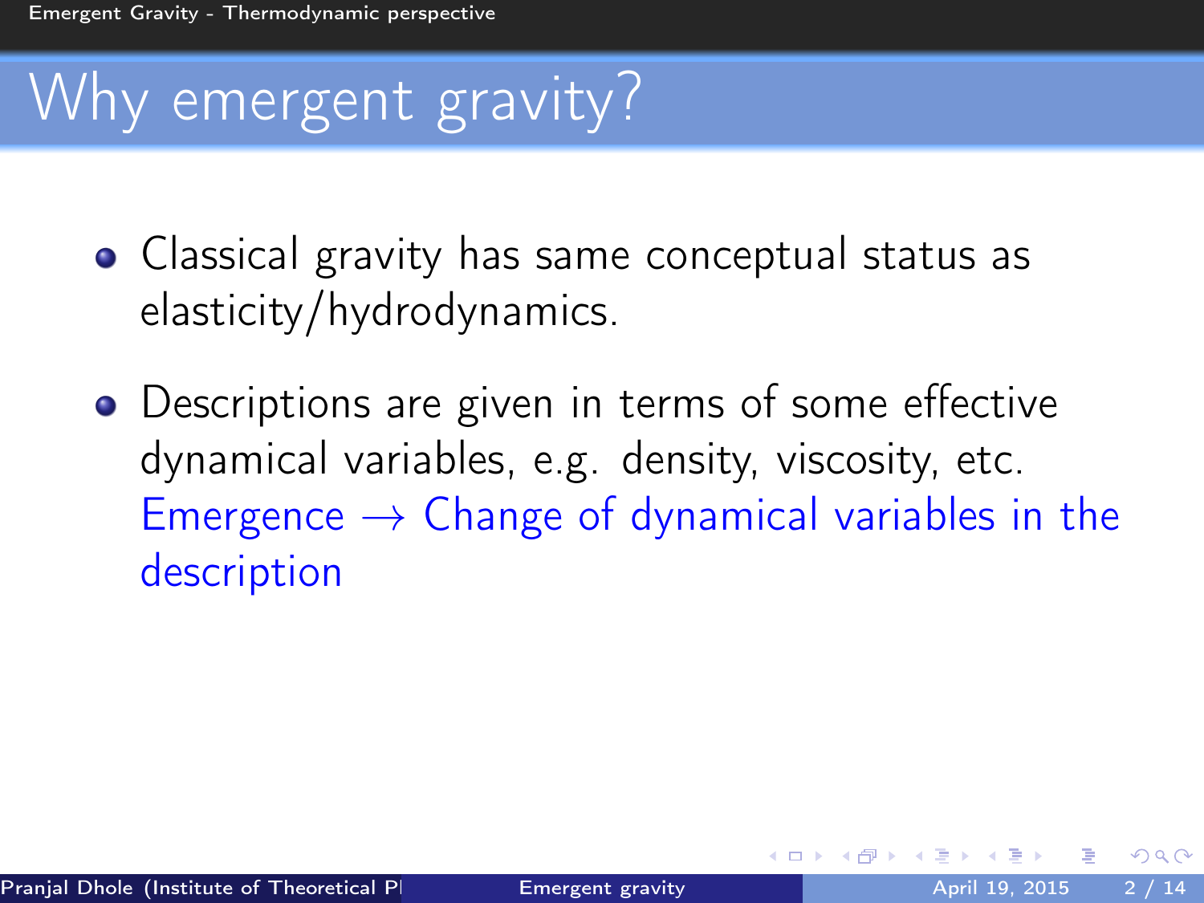# Why emergent gravity?

- Classical gravity has same conceptual status as elasticity/hydrodynamics.

- Descriptions are given in terms of some effective dynamical variables, e.g. density, viscosity, etc.
  Emergence $\rightarrow$ Change of dynamical variables in the description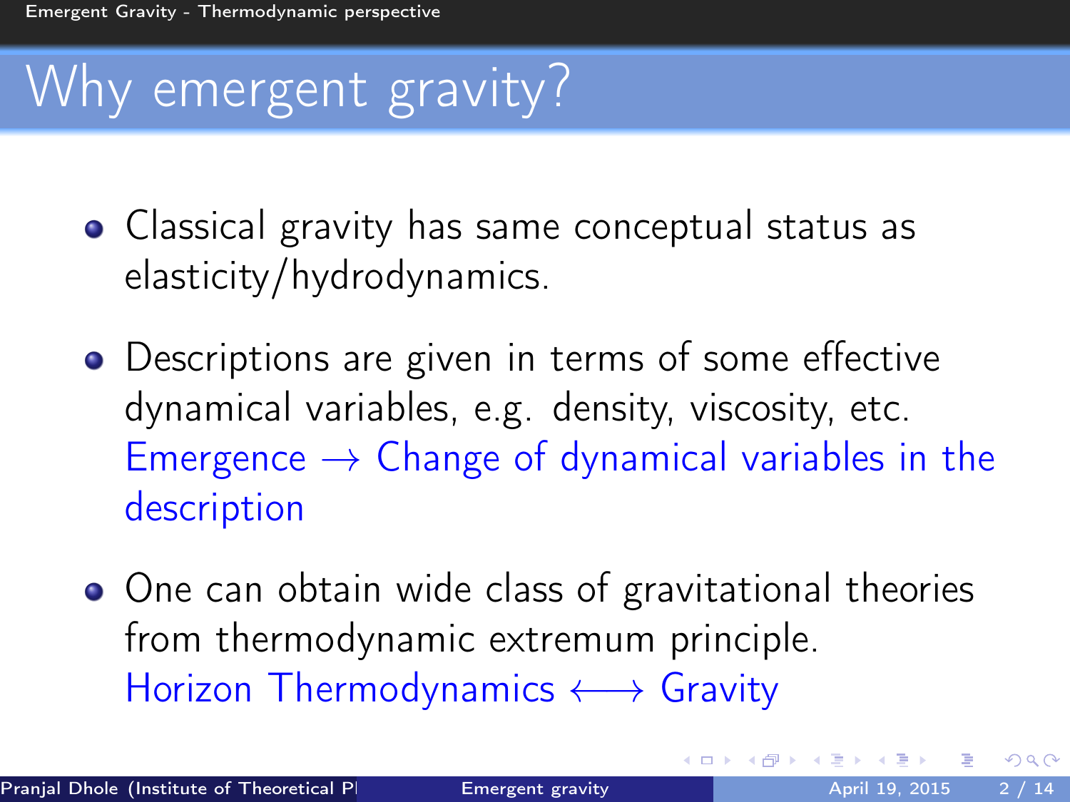# Why emergent gravity?

- Classical gravity has same conceptual status as elasticity/hydrodynamics.
- Descriptions are given in terms of some effective dynamical variables, e.g. density, viscosity, etc.
  Emergence $\rightarrow$ Change of dynamical variables in the description
- One can obtain wide class of gravitational theories from thermodynamic extremum principle.
  Horizon Thermodynamics $\longleftrightarrow$ Gravity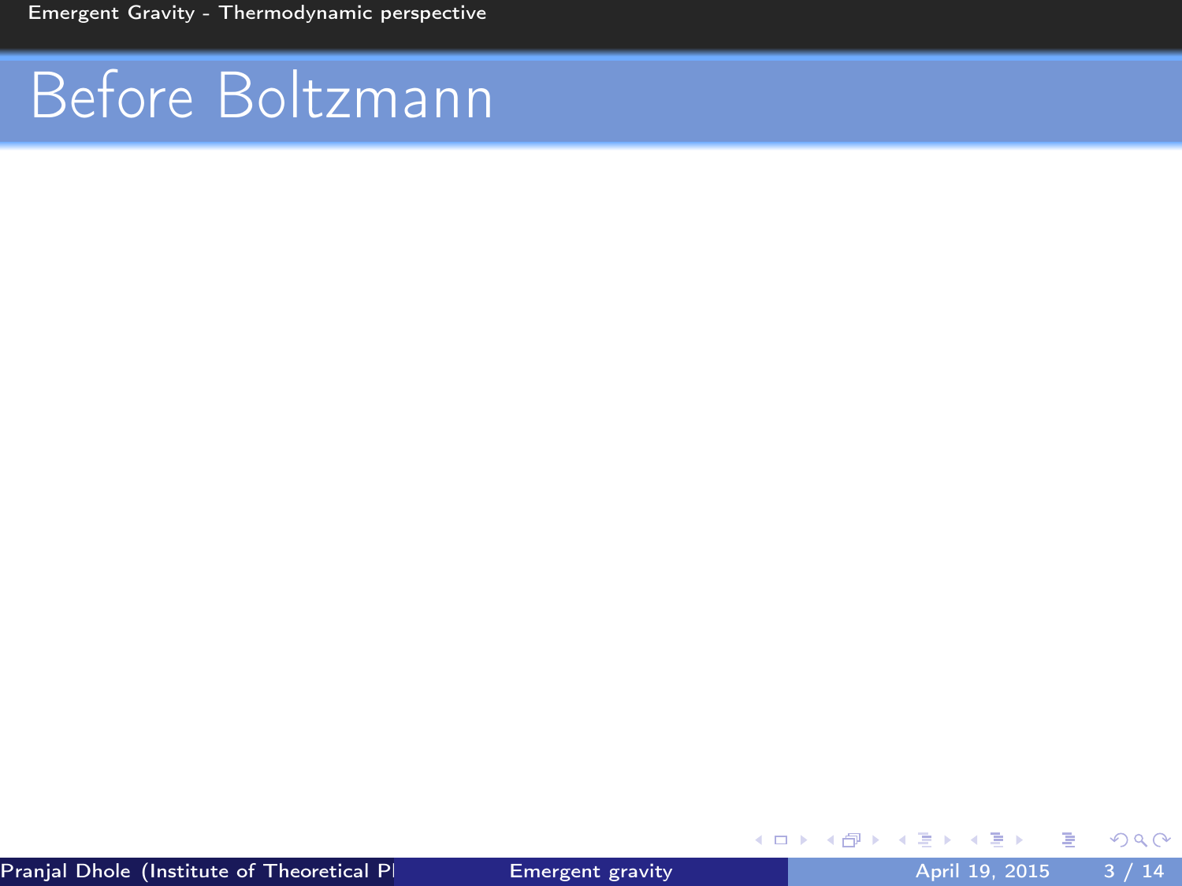# Before Boltzmann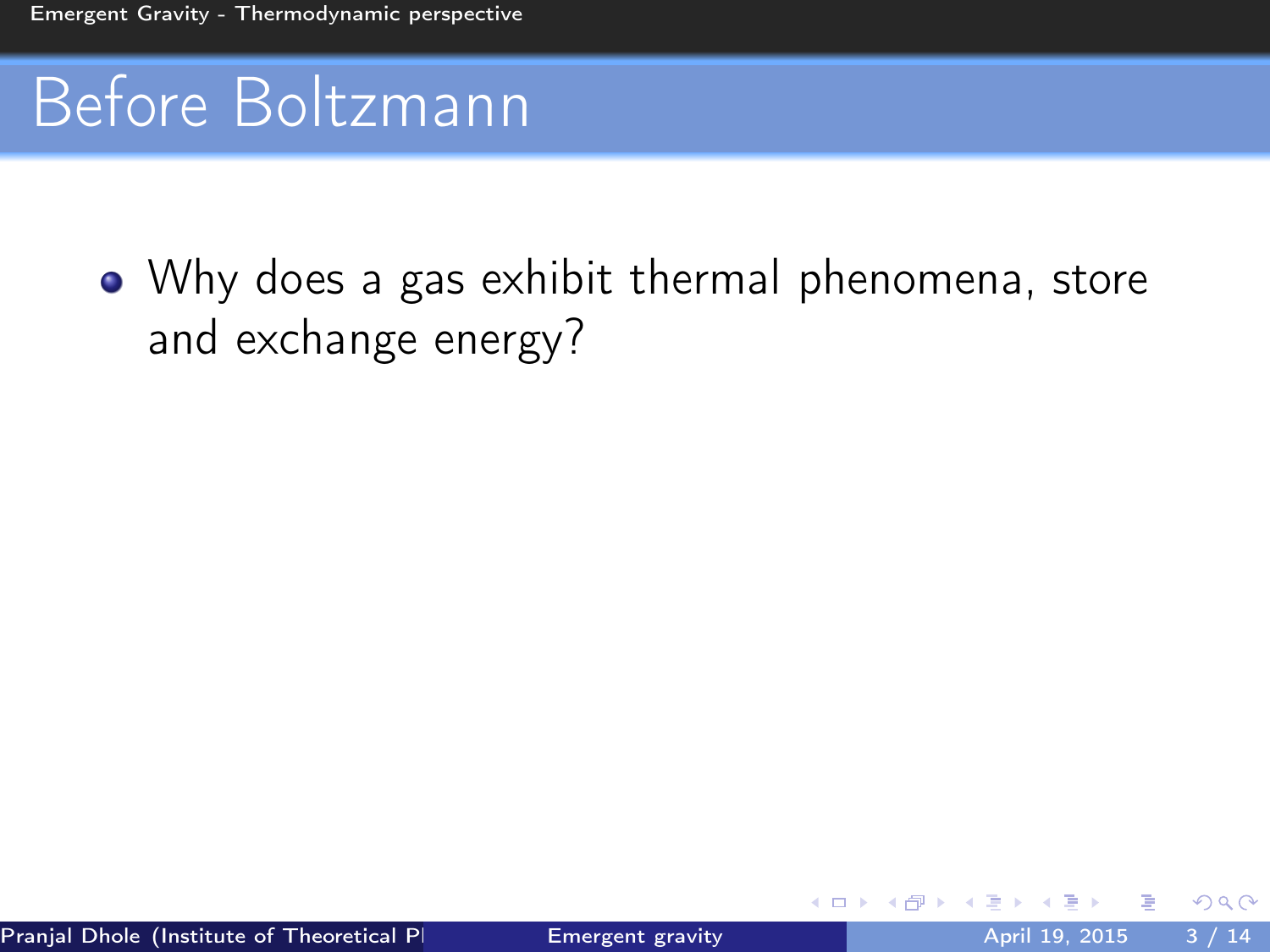# Before Boltzmann

- Why does a gas exhibit thermal phenomena, store and exchange energy?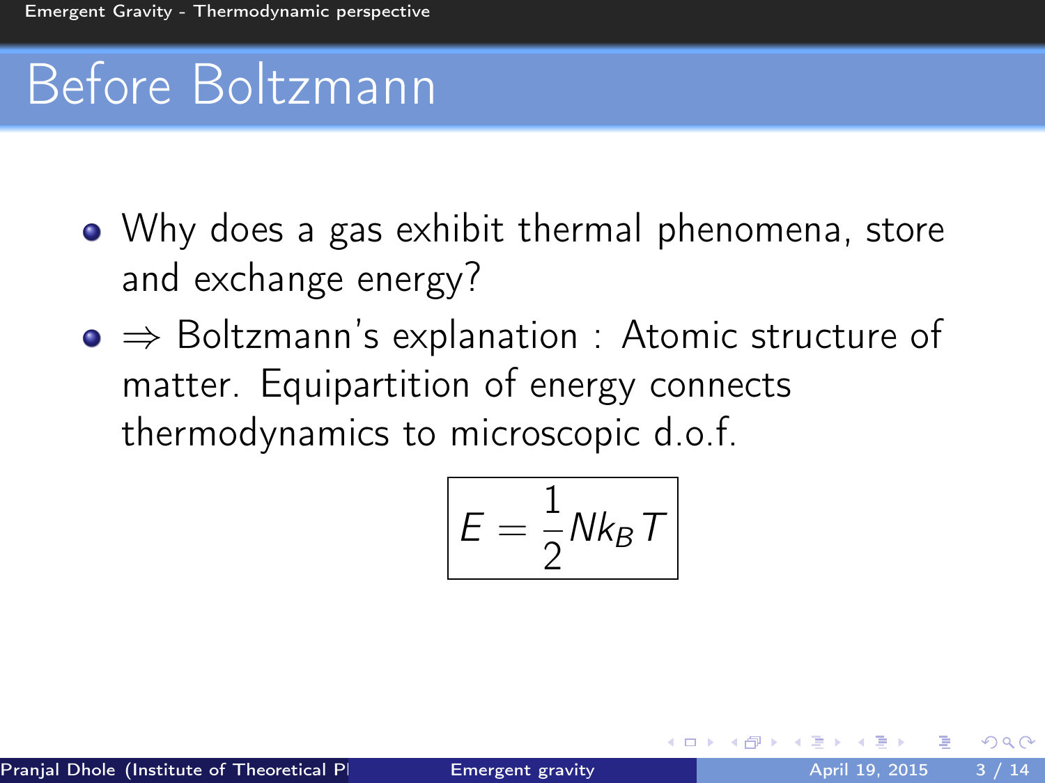# Before Boltzmann

- Why does a gas exhibit thermal phenomena, store and exchange energy?
- $\Rightarrow$ Boltzmann's explanation : Atomic structure of matter. Equipartition of energy connects thermodynamics to microscopic d.o.f.

$$\boxed{E = \frac{1}{2} N k_B T}$$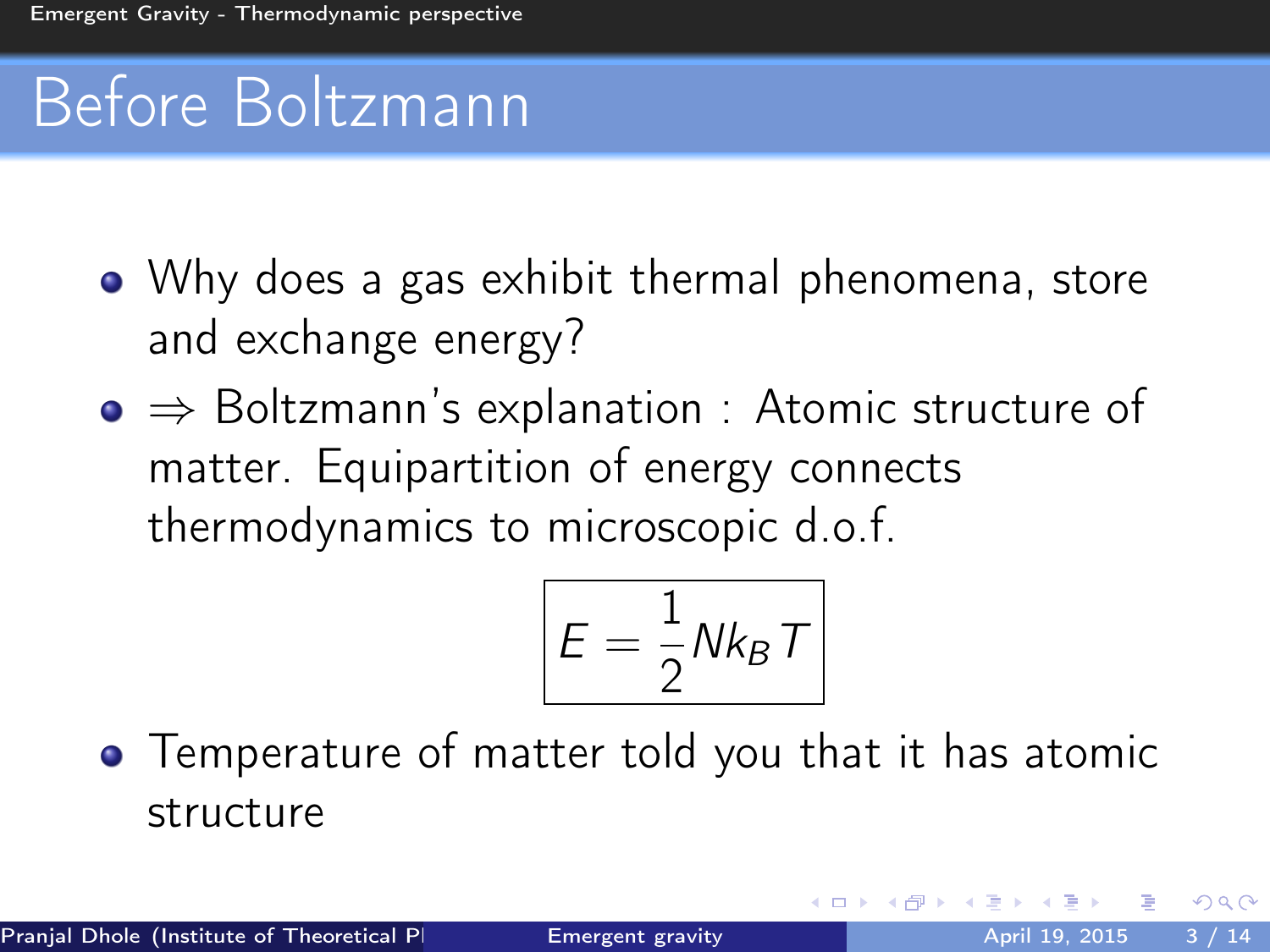# Before Boltzmann

- Why does a gas exhibit thermal phenomena, store and exchange energy?
- $\Rightarrow$ Boltzmann's explanation : Atomic structure of matter. Equipartition of energy connects thermodynamics to microscopic d.o.f.

$$\boxed{E = \frac{1}{2} N k_B T}$$

- Temperature of matter told you that it has atomic structure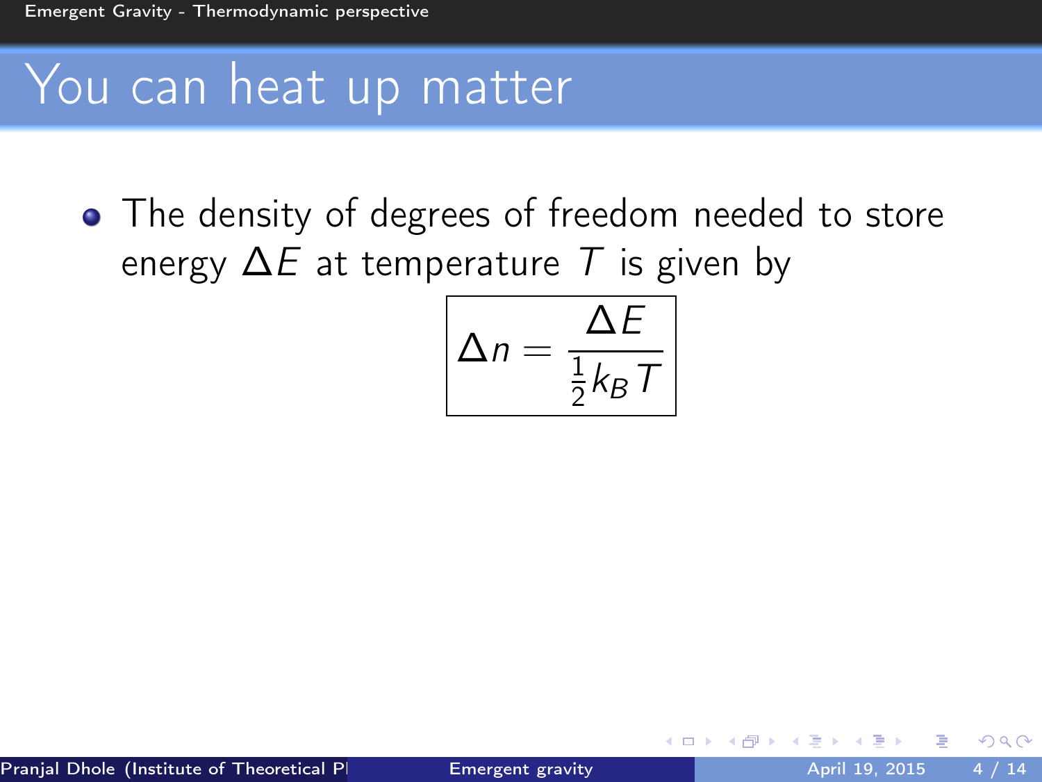# You can heat up matter

- The density of degrees of freedom needed to store energy $\Delta E$ at temperature $T$ is given by

$$\boxed{\Delta n = \frac{\Delta E}{\frac{1}{2} k_B T}}$$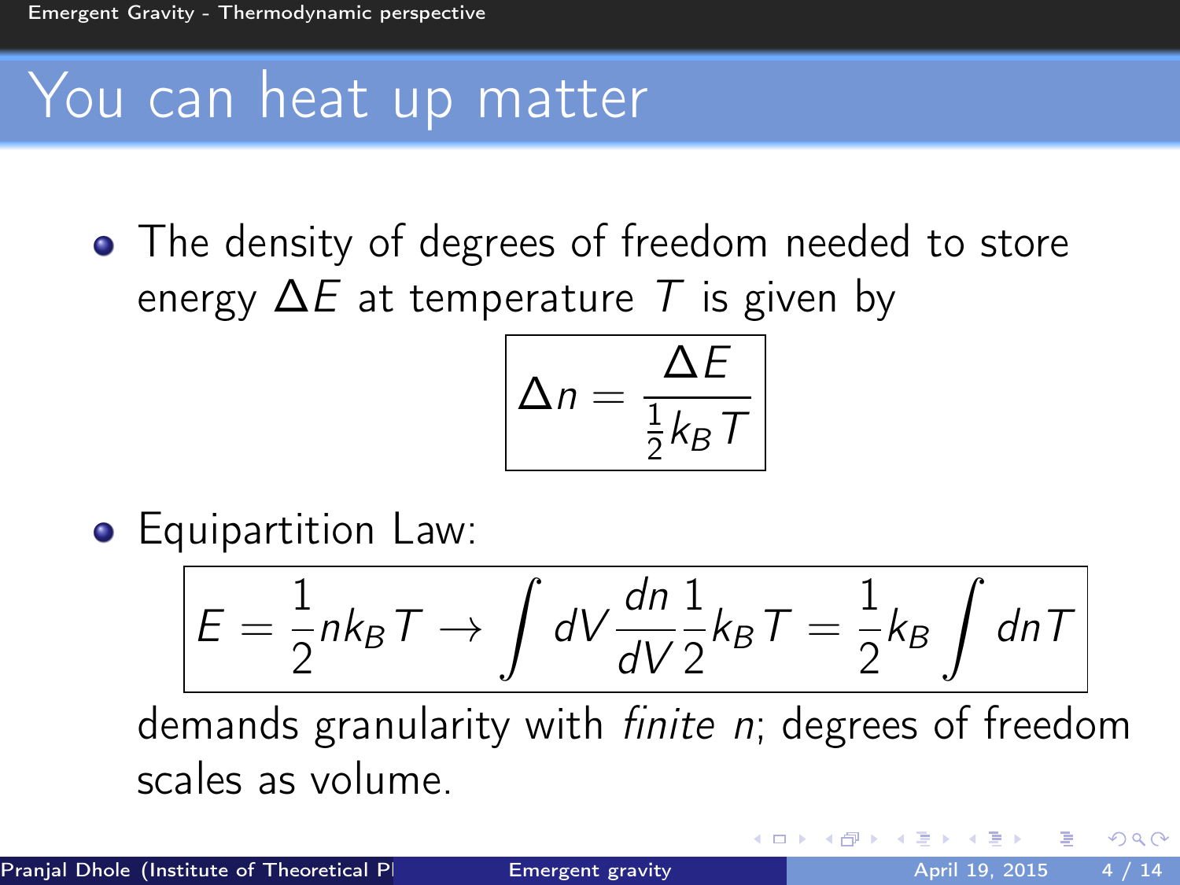# You can heat up matter

- The density of degrees of freedom needed to store energy $\Delta E$ at temperature $T$ is given by

$$\boxed{\Delta n = \frac{\Delta E}{\frac{1}{2}k_B T}}$$

- Equipartition Law:

$$\boxed{E = \frac{1}{2}nk_B T \rightarrow \int dV \frac{dn}{dV}\frac{1}{2}k_B T = \frac{1}{2}k_B \int dn T}$$

demands granularity with *finite n*; degrees of freedom scales as volume.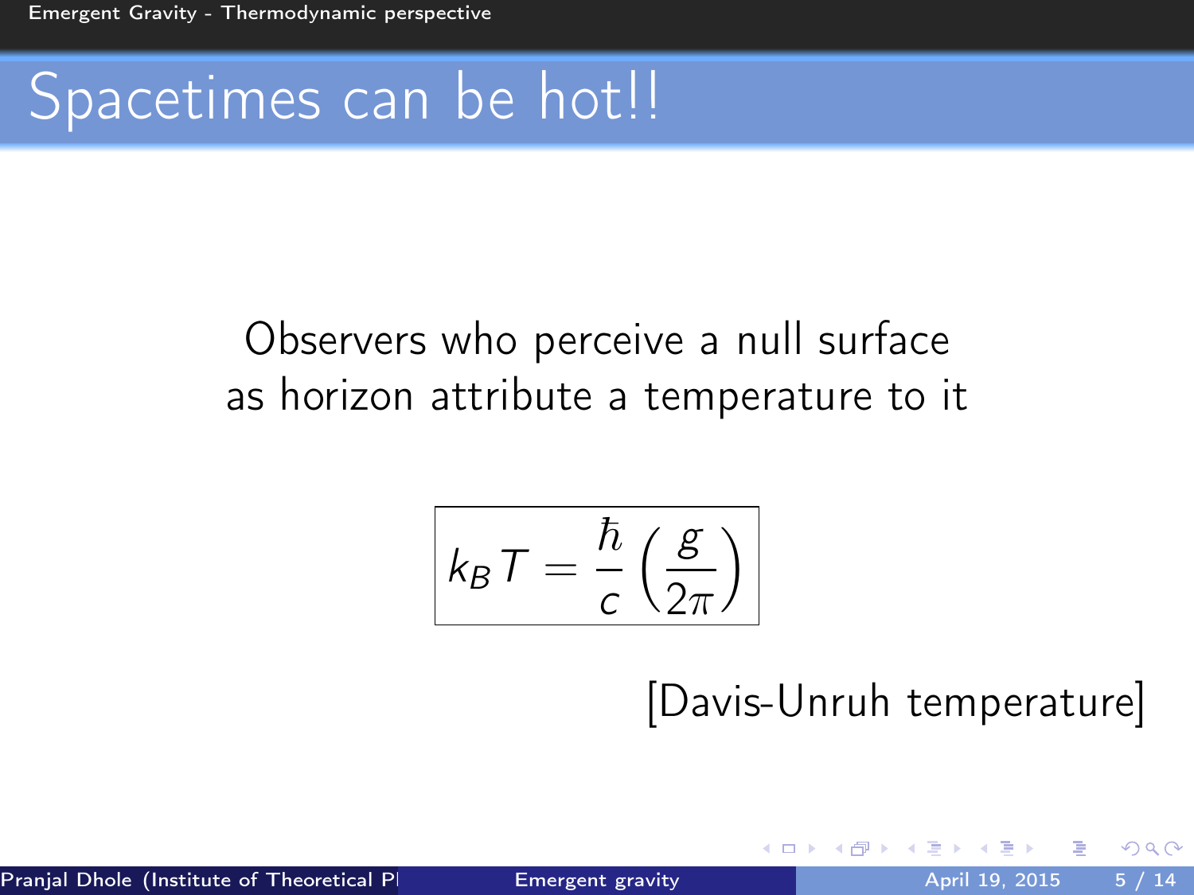# Spacetimes can be hot!!

Observers who perceive a null surface as horizon attribute a temperature to it

$$\boxed{k_B T = \frac{\hbar}{c}\left(\frac{g}{2\pi}\right)}$$

[Davis-Unruh temperature]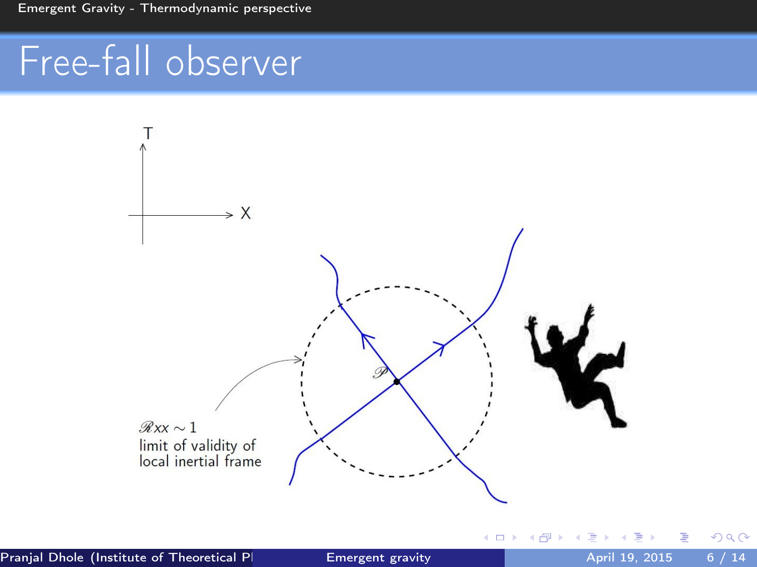# Free-fall observer

T

X

$\mathscr{P}$

$\mathscr{R}xx \sim 1$
limit of validity of local inertial frame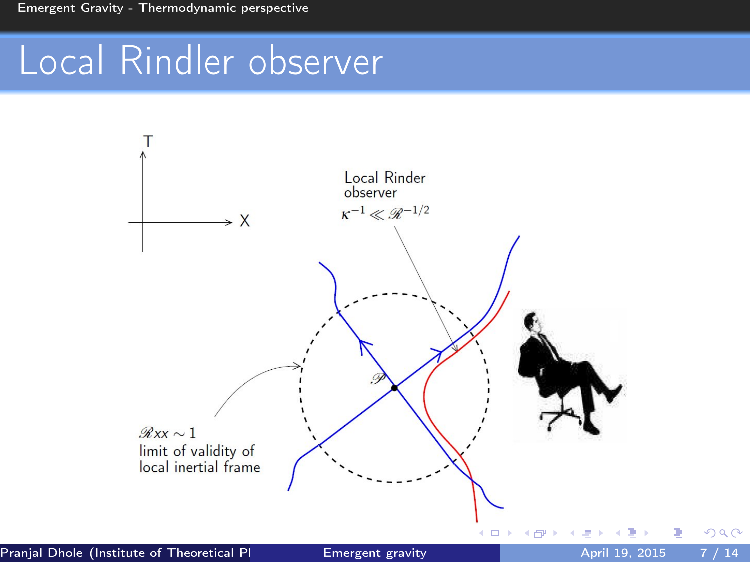# Local Rindler observer

T

X

Local Rinder observer

$\kappa^{-1} \ll \mathscr{R}^{-1/2}$

$\mathscr{P}$

$\mathscr{R}xx \sim 1$

limit of validity of local inertial frame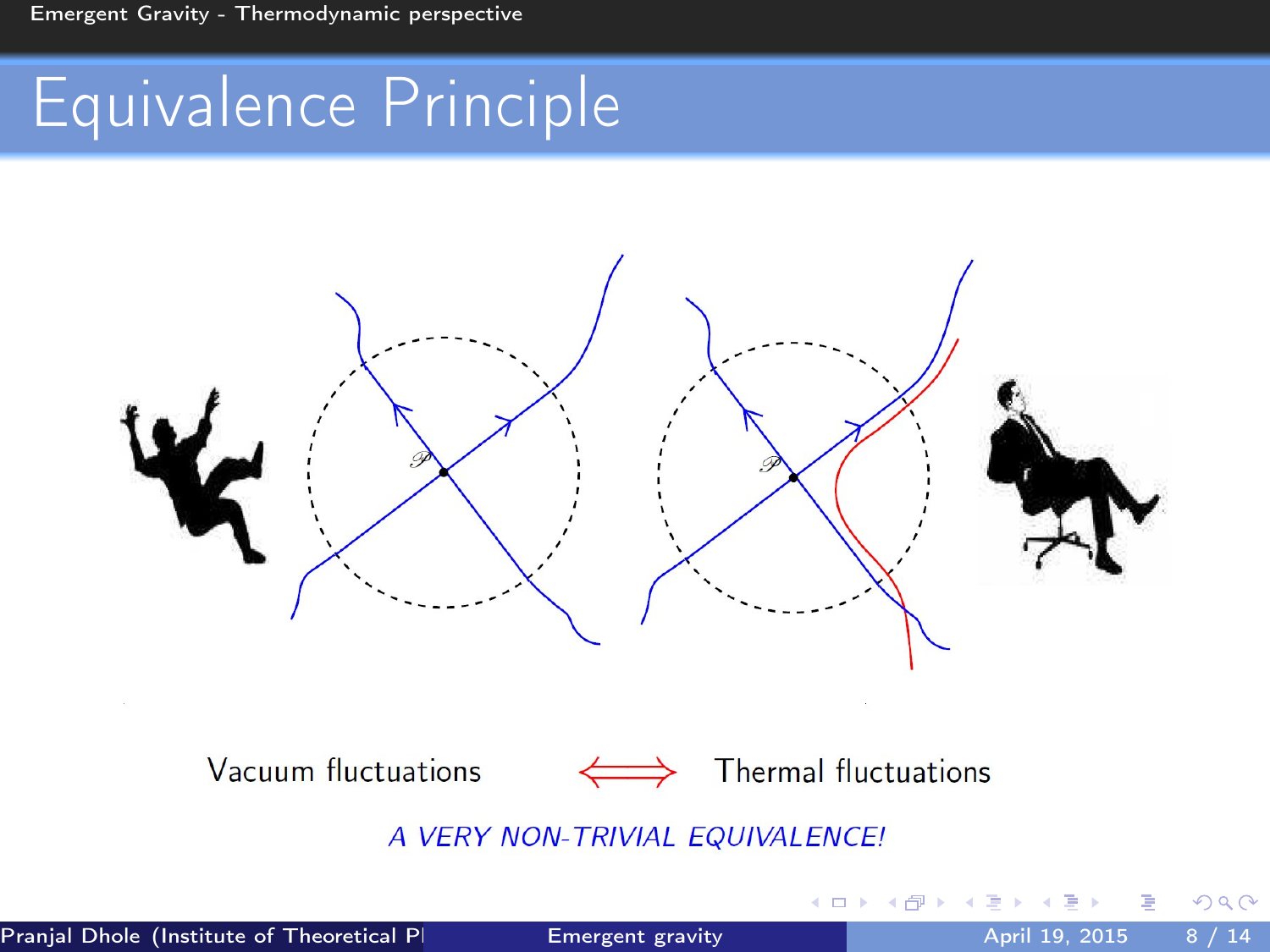# Equivalence Principle

Vacuum fluctuations ⟺ Thermal fluctuations

*A VERY NON-TRIVIAL EQUIVALENCE!*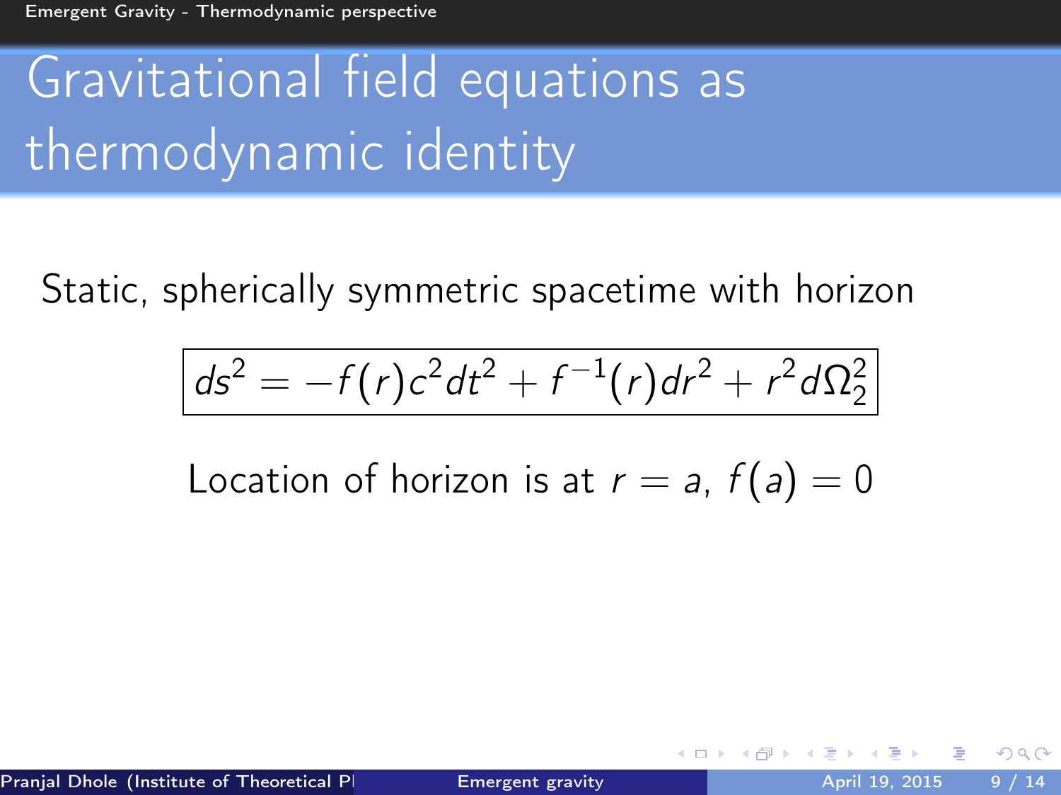# Gravitational field equations as thermodynamic identity

Static, spherically symmetric spacetime with horizon

$$\boxed{ds^2 = -f(r)c^2dt^2 + f^{-1}(r)dr^2 + r^2 d\Omega_2^2}$$

Location of horizon is at $r = a$, $f(a) = 0$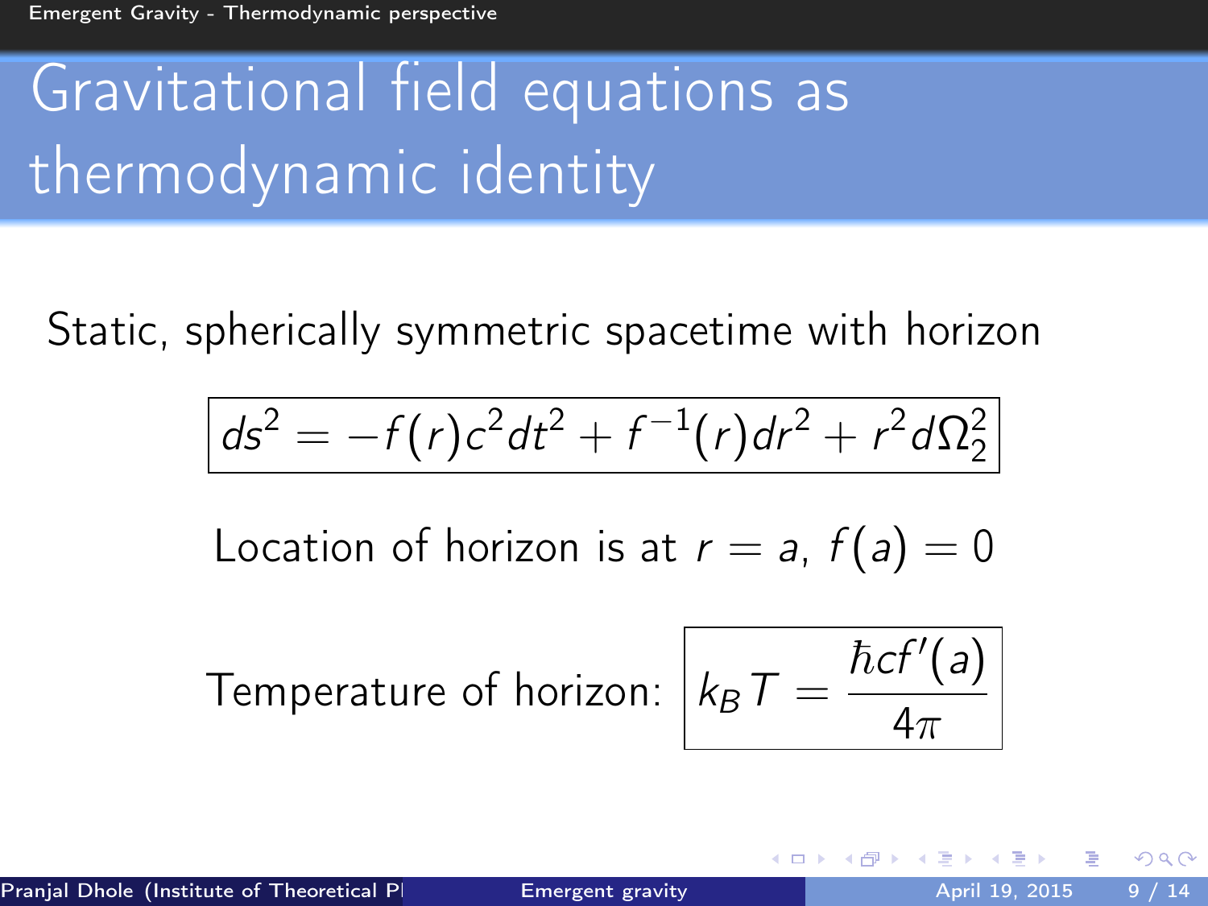# Gravitational field equations as thermodynamic identity

Static, spherically symmetric spacetime with horizon

$$ds^2 = -f(r)c^2dt^2 + f^{-1}(r)dr^2 + r^2 d\Omega_2^2$$

Location of horizon is at $r = a$, $f(a) = 0$

Temperature of horizon: $$k_B T = \frac{\hbar c f'(a)}{4\pi}$$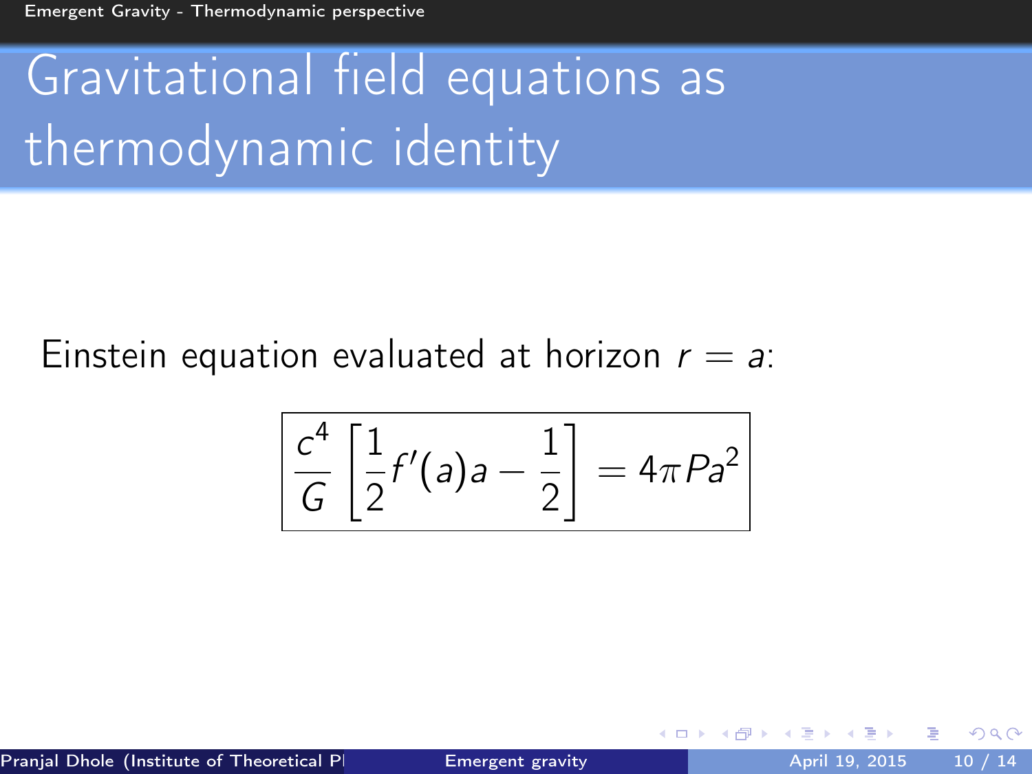# Gravitational field equations as thermodynamic identity

Einstein equation evaluated at horizon $r = a$:

$$\boxed{\frac{c^4}{G}\left[\frac{1}{2}f'(a)a - \frac{1}{2}\right] = 4\pi P a^2}$$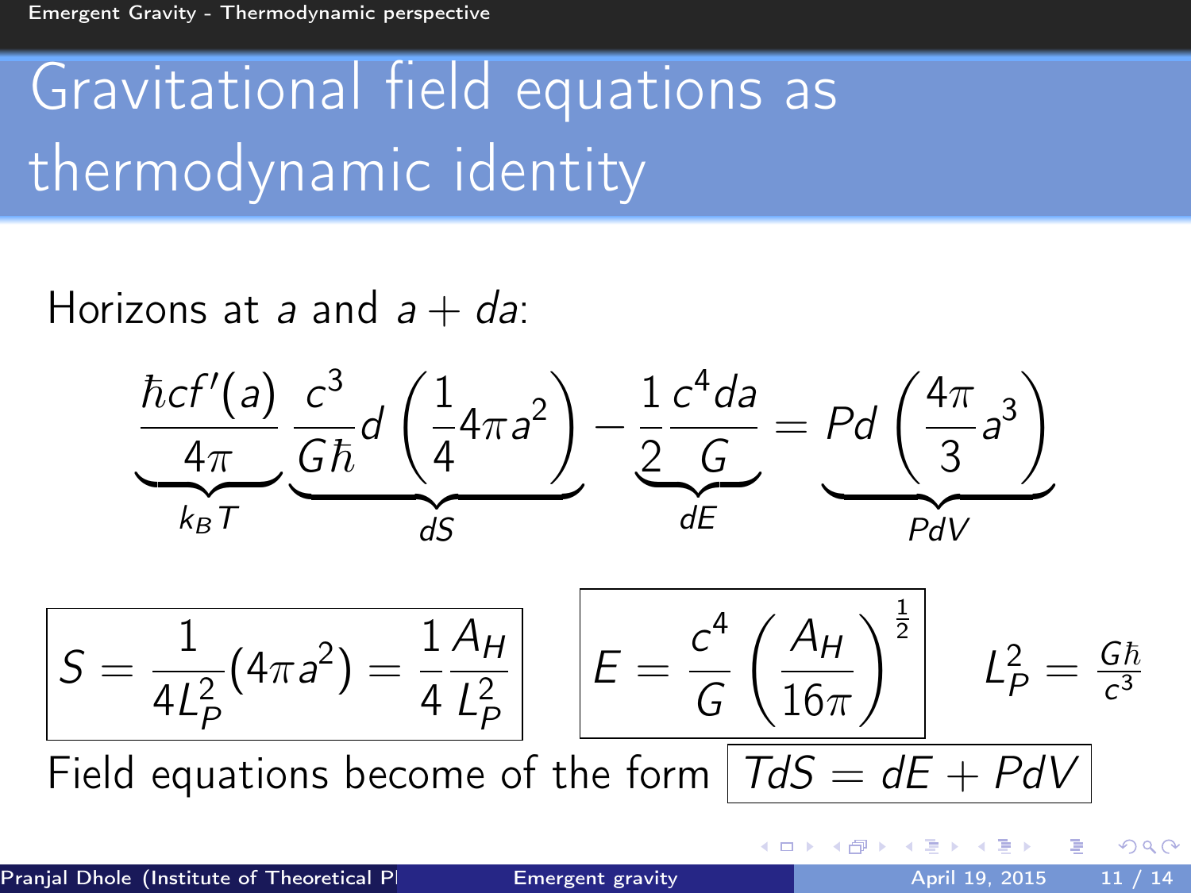# Gravitational field equations as thermodynamic identity

Horizons at $a$ and $a + da$:

$$\underbrace{\frac{\hbar c f'(a)}{4\pi}}_{k_B T} \underbrace{\frac{c^3}{G\hbar} d\left(\frac{1}{4} 4\pi a^2\right)}_{dS} - \underbrace{\frac{1}{2}\frac{c^4 da}{G}}_{dE} = \underbrace{P d\left(\frac{4\pi}{3} a^3\right)}_{PdV}$$

$$\boxed{S = \frac{1}{4L_P^2}(4\pi a^2) = \frac{1}{4}\frac{A_H}{L_P^2}} \quad \boxed{E = \frac{c^4}{G}\left(\frac{A_H}{16\pi}\right)^{\frac{1}{2}}} \quad L_P^2 = \frac{G\hbar}{c^3}$$

Field equations become of the form $\boxed{TdS = dE + PdV}$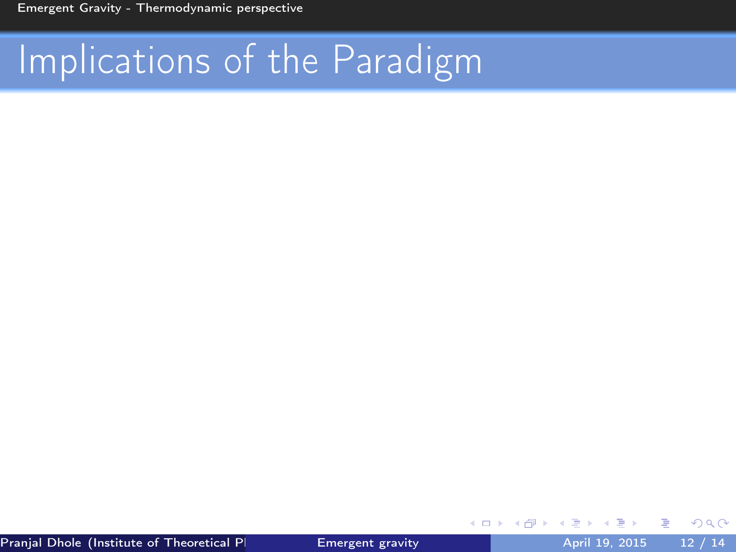# Implications of the Paradigm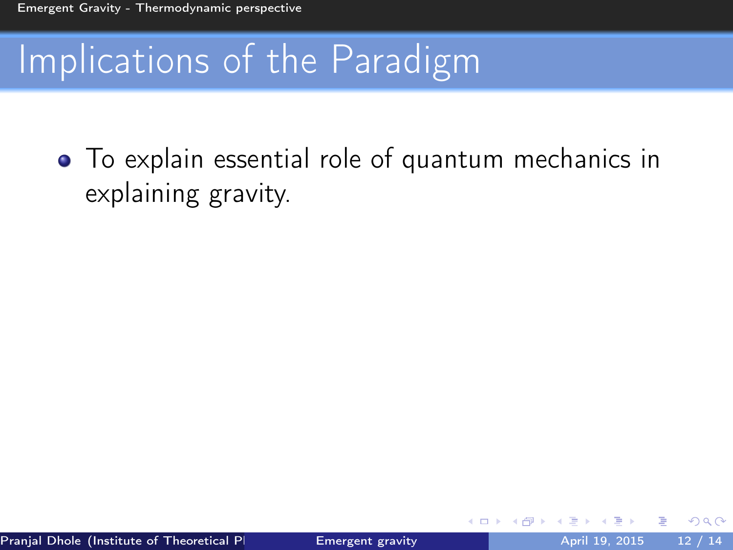# Implications of the Paradigm

- To explain essential role of quantum mechanics in explaining gravity.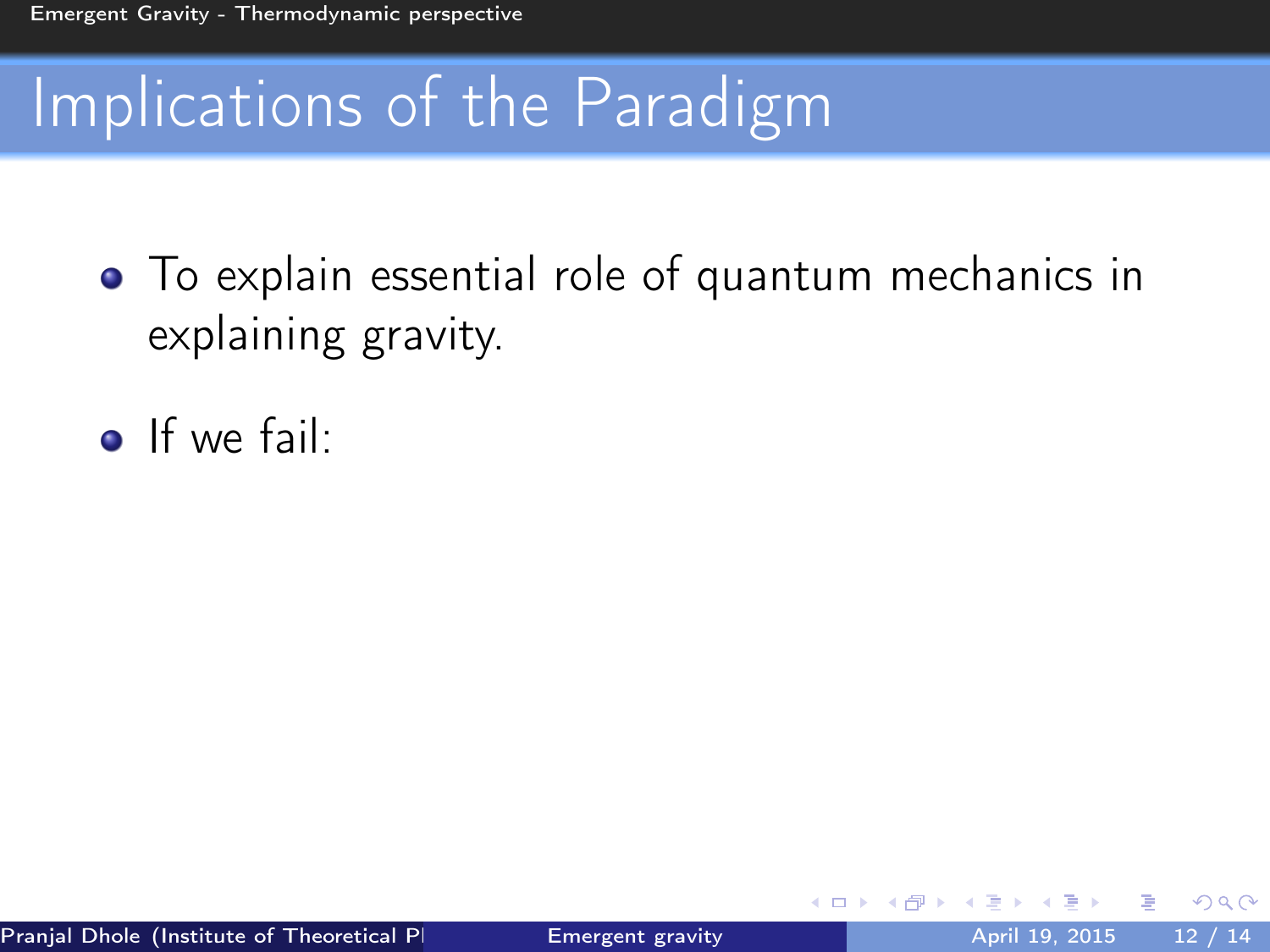# Implications of the Paradigm

- To explain essential role of quantum mechanics in explaining gravity.
- If we fail: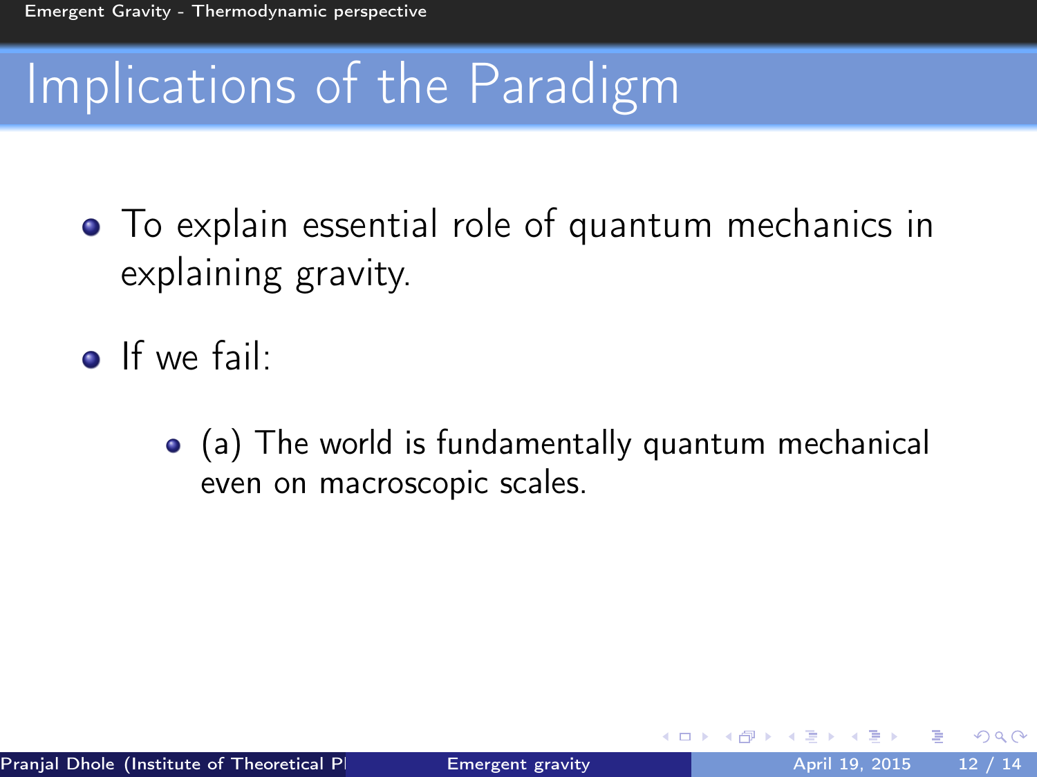# Implications of the Paradigm

- To explain essential role of quantum mechanics in explaining gravity.
- If we fail:
  - (a) The world is fundamentally quantum mechanical even on macroscopic scales.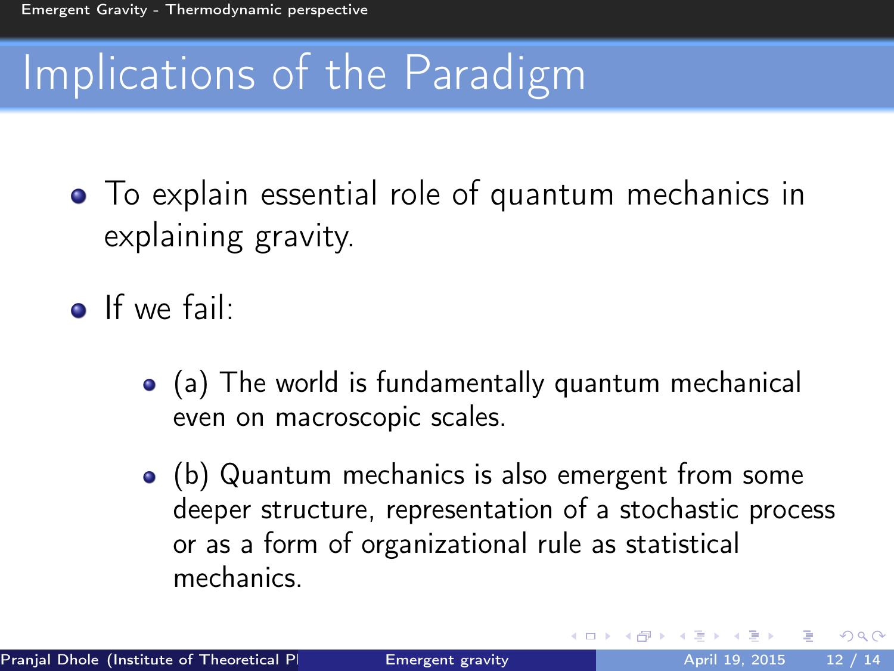# Implications of the Paradigm

- To explain essential role of quantum mechanics in explaining gravity.
- If we fail:
  - (a) The world is fundamentally quantum mechanical even on macroscopic scales.
  - (b) Quantum mechanics is also emergent from some deeper structure, representation of a stochastic process or as a form of organizational rule as statistical mechanics.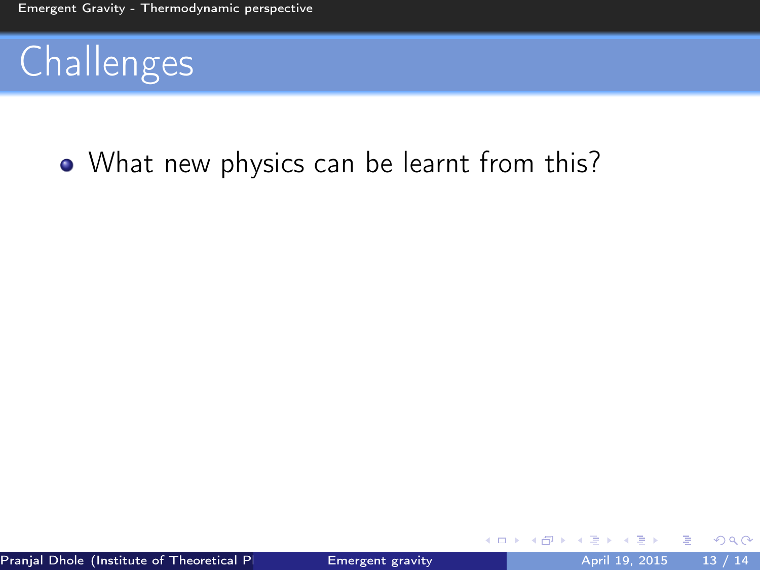# Challenges

- What new physics can be learnt from this?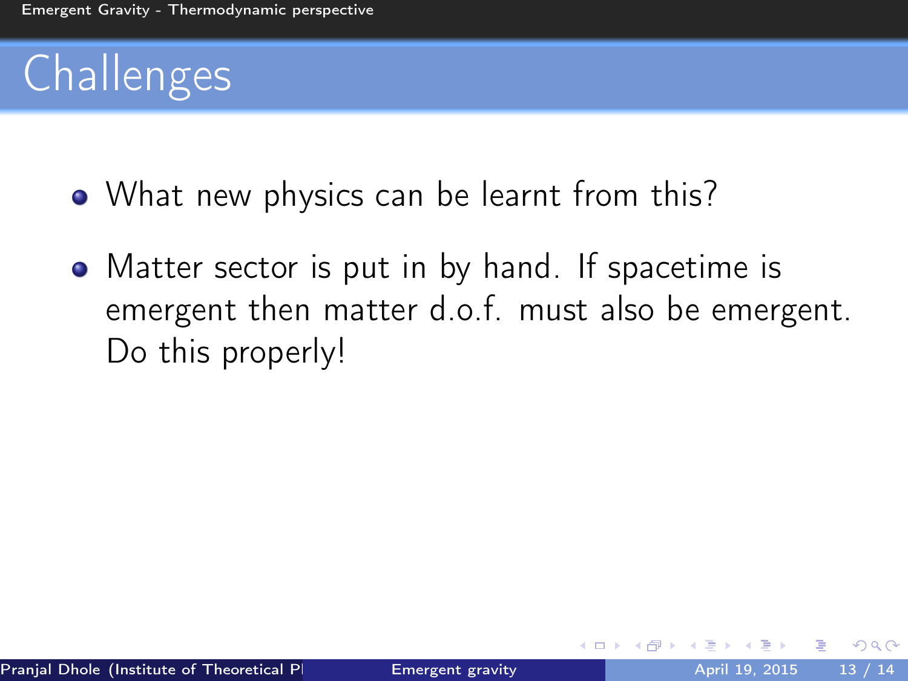# Challenges

- What new physics can be learnt from this?
- Matter sector is put in by hand. If spacetime is emergent then matter d.o.f. must also be emergent. Do this properly!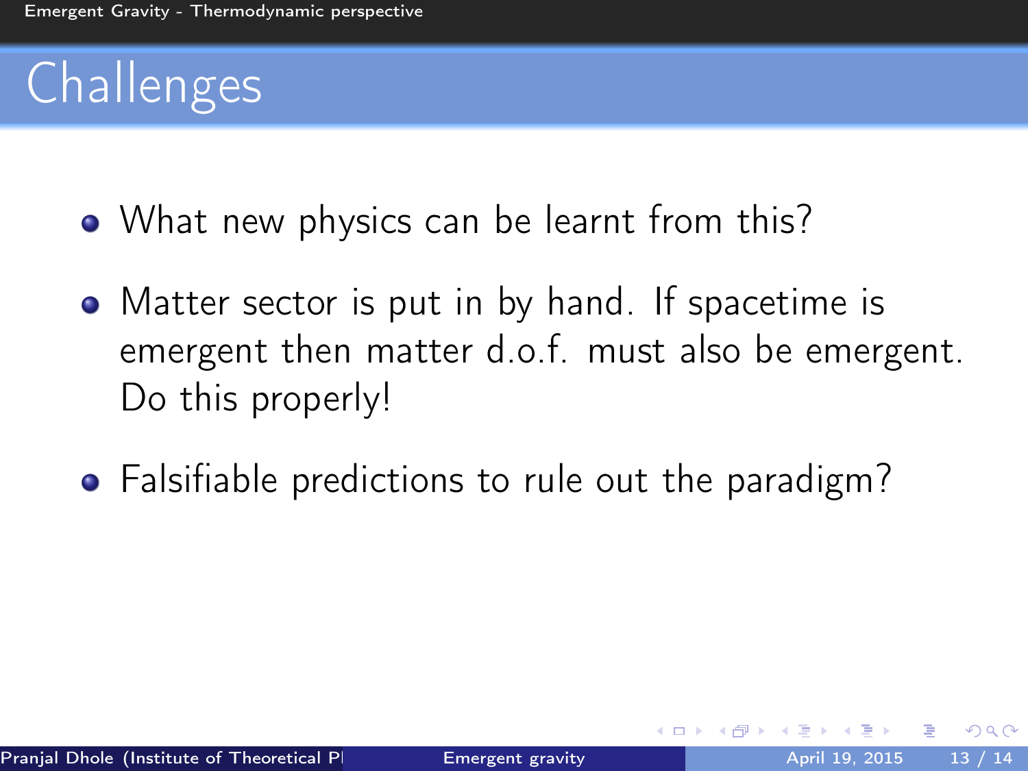# Challenges

- What new physics can be learnt from this?
- Matter sector is put in by hand. If spacetime is emergent then matter d.o.f. must also be emergent. Do this properly!
- Falsifiable predictions to rule out the paradigm?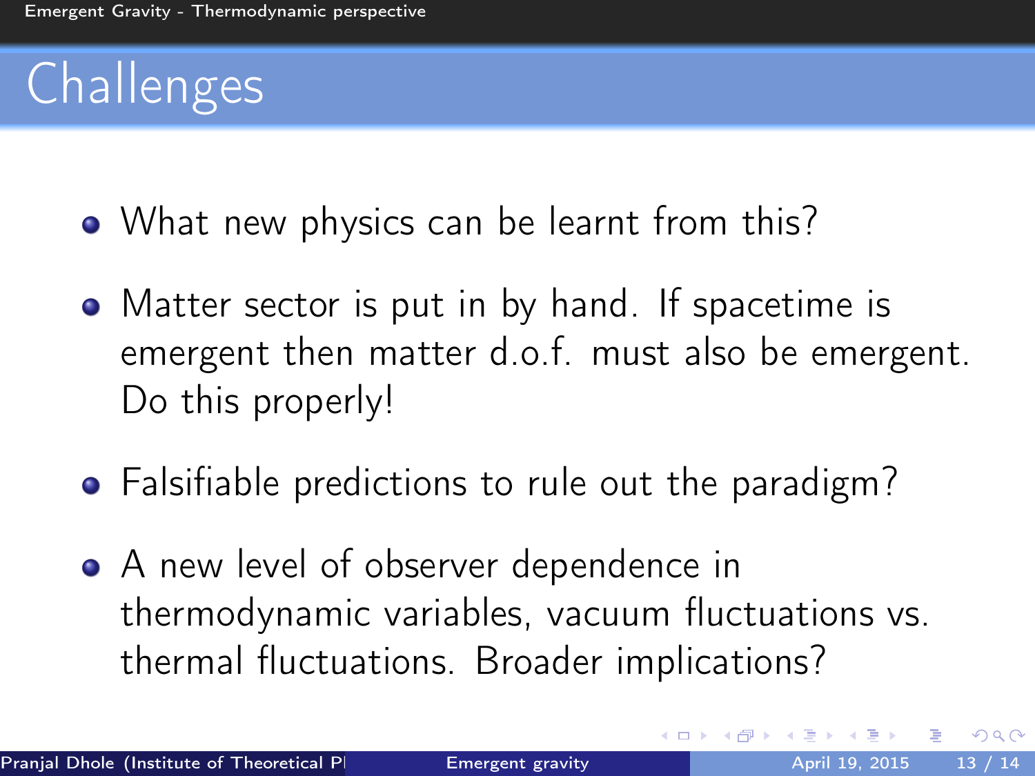# Challenges

- What new physics can be learnt from this?
- Matter sector is put in by hand. If spacetime is emergent then matter d.o.f. must also be emergent. Do this properly!
- Falsifiable predictions to rule out the paradigm?
- A new level of observer dependence in thermodynamic variables, vacuum fluctuations vs. thermal fluctuations. Broader implications?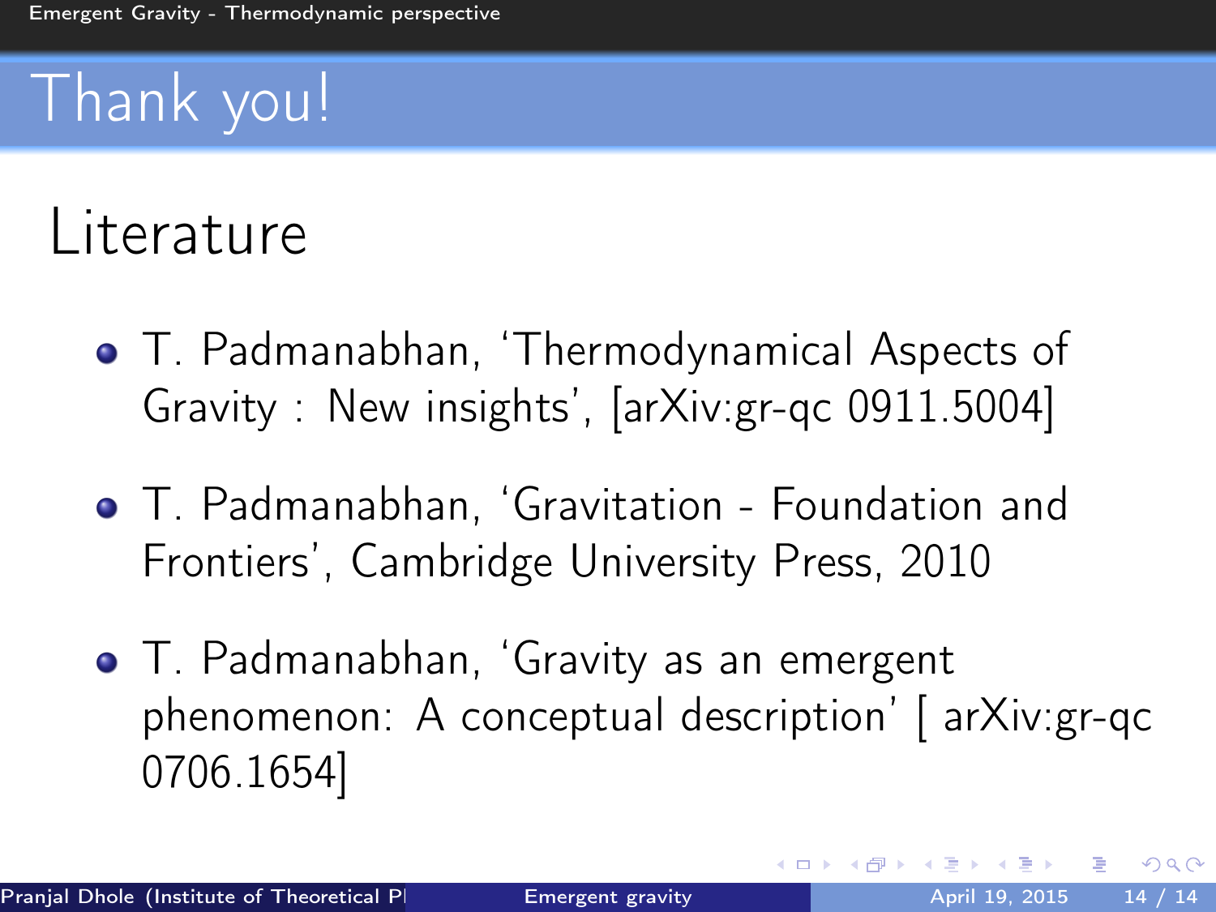# Thank you!

## Literature

- T. Padmanabhan, 'Thermodynamical Aspects of Gravity : New insights', [arXiv:gr-qc 0911.5004]
- T. Padmanabhan, 'Gravitation - Foundation and Frontiers', Cambridge University Press, 2010
- T. Padmanabhan, 'Gravity as an emergent phenomenon: A conceptual description' [ arXiv:gr-qc 0706.1654]